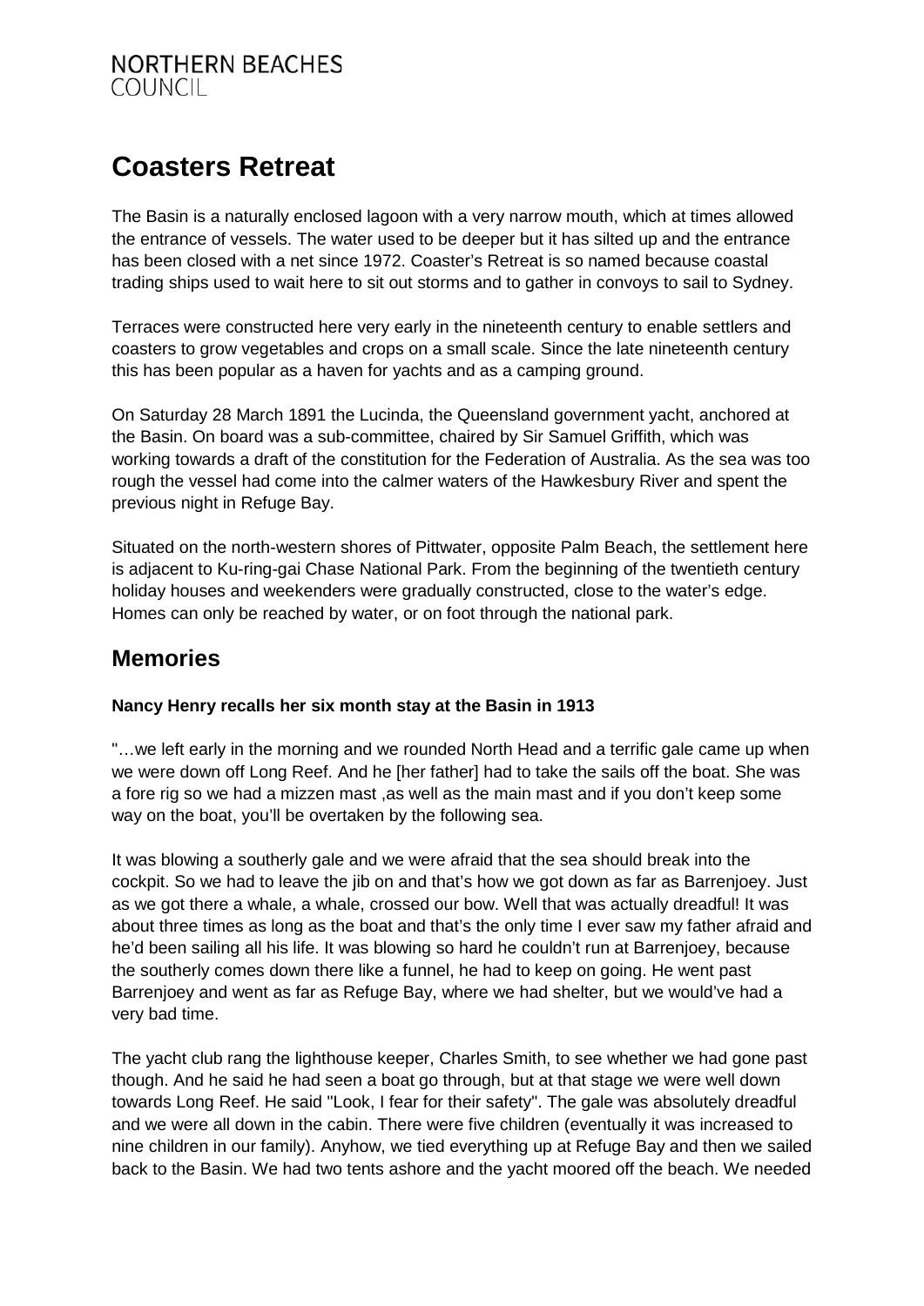NORTHERN BEACHES
COUNCIL

# Coasters Retreat

The Basin is a naturally enclosed lagoon with a very narrow mouth, which at times allowed the entrance of vessels. The water used to be deeper but it has silted up and the entrance has been closed with a net since 1972. Coaster's Retreat is so named because coastal trading ships used to wait here to sit out storms and to gather in convoys to sail to Sydney.

Terraces were constructed here very early in the nineteenth century to enable settlers and coasters to grow vegetables and crops on a small scale. Since the late nineteenth century this has been popular as a haven for yachts and as a camping ground.

On Saturday 28 March 1891 the Lucinda, the Queensland government yacht, anchored at the Basin. On board was a sub-committee, chaired by Sir Samuel Griffith, which was working towards a draft of the constitution for the Federation of Australia. As the sea was too rough the vessel had come into the calmer waters of the Hawkesbury River and spent the previous night in Refuge Bay.

Situated on the north-western shores of Pittwater, opposite Palm Beach, the settlement here is adjacent to Ku-ring-gai Chase National Park. From the beginning of the twentieth century holiday houses and weekenders were gradually constructed, close to the water's edge. Homes can only be reached by water, or on foot through the national park.

## Memories

**Nancy Henry recalls her six month stay at the Basin in 1913**

"…we left early in the morning and we rounded North Head and a terrific gale came up when we were down off Long Reef. And he [her father] had to take the sails off the boat. She was a fore rig so we had a mizzen mast ,as well as the main mast and if you don't keep some way on the boat, you'll be overtaken by the following sea.

It was blowing a southerly gale and we were afraid that the sea should break into the cockpit. So we had to leave the jib on and that's how we got down as far as Barrenjoey. Just as we got there a whale, a whale, crossed our bow. Well that was actually dreadful! It was about three times as long as the boat and that's the only time I ever saw my father afraid and he'd been sailing all his life. It was blowing so hard he couldn't run at Barrenjoey, because the southerly comes down there like a funnel, he had to keep on going. He went past Barrenjoey and went as far as Refuge Bay, where we had shelter, but we would've had a very bad time.

The yacht club rang the lighthouse keeper, Charles Smith, to see whether we had gone past though. And he said he had seen a boat go through, but at that stage we were well down towards Long Reef. He said "Look, I fear for their safety". The gale was absolutely dreadful and we were all down in the cabin. There were five children (eventually it was increased to nine children in our family). Anyhow, we tied everything up at Refuge Bay and then we sailed back to the Basin. We had two tents ashore and the yacht moored off the beach. We needed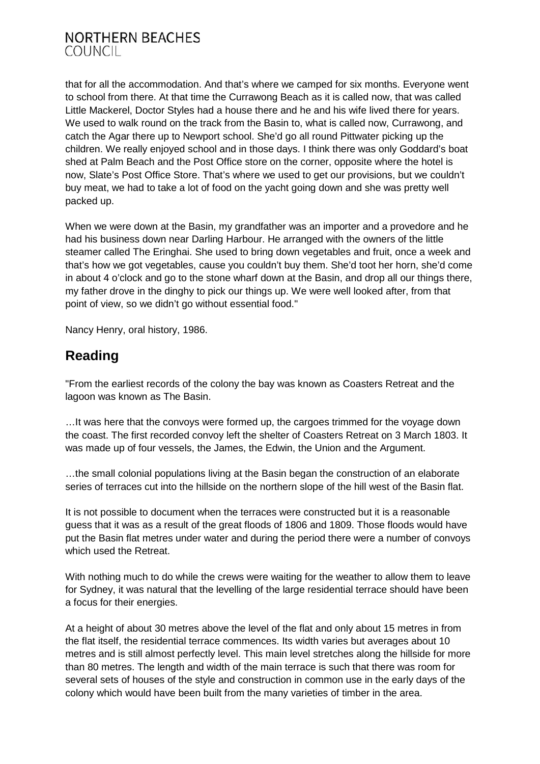that for all the accommodation. And that's where we camped for six months. Everyone went to school from there. At that time the Currawong Beach as it is called now, that was called Little Mackerel, Doctor Styles had a house there and he and his wife lived there for years. We used to walk round on the track from the Basin to, what is called now, Currawong, and catch the Agar there up to Newport school. She'd go all round Pittwater picking up the children. We really enjoyed school and in those days. I think there was only Goddard's boat shed at Palm Beach and the Post Office store on the corner, opposite where the hotel is now, Slate's Post Office Store. That's where we used to get our provisions, but we couldn't buy meat, we had to take a lot of food on the yacht going down and she was pretty well packed up.

When we were down at the Basin, my grandfather was an importer and a provedore and he had his business down near Darling Harbour. He arranged with the owners of the little steamer called The Eringhai. She used to bring down vegetables and fruit, once a week and that's how we got vegetables, cause you couldn't buy them. She'd toot her horn, she'd come in about 4 o'clock and go to the stone wharf down at the Basin, and drop all our things there, my father drove in the dinghy to pick our things up. We were well looked after, from that point of view, so we didn't go without essential food."

Nancy Henry, oral history, 1986.

## Reading

"From the earliest records of the colony the bay was known as Coasters Retreat and the lagoon was known as The Basin.

…It was here that the convoys were formed up, the cargoes trimmed for the voyage down the coast. The first recorded convoy left the shelter of Coasters Retreat on 3 March 1803. It was made up of four vessels, the James, the Edwin, the Union and the Argument.

…the small colonial populations living at the Basin began the construction of an elaborate series of terraces cut into the hillside on the northern slope of the hill west of the Basin flat.

It is not possible to document when the terraces were constructed but it is a reasonable guess that it was as a result of the great floods of 1806 and 1809. Those floods would have put the Basin flat metres under water and during the period there were a number of convoys which used the Retreat.

With nothing much to do while the crews were waiting for the weather to allow them to leave for Sydney, it was natural that the levelling of the large residential terrace should have been a focus for their energies.

At a height of about 30 metres above the level of the flat and only about 15 metres in from the flat itself, the residential terrace commences. Its width varies but averages about 10 metres and is still almost perfectly level. This main level stretches along the hillside for more than 80 metres. The length and width of the main terrace is such that there was room for several sets of houses of the style and construction in common use in the early days of the colony which would have been built from the many varieties of timber in the area.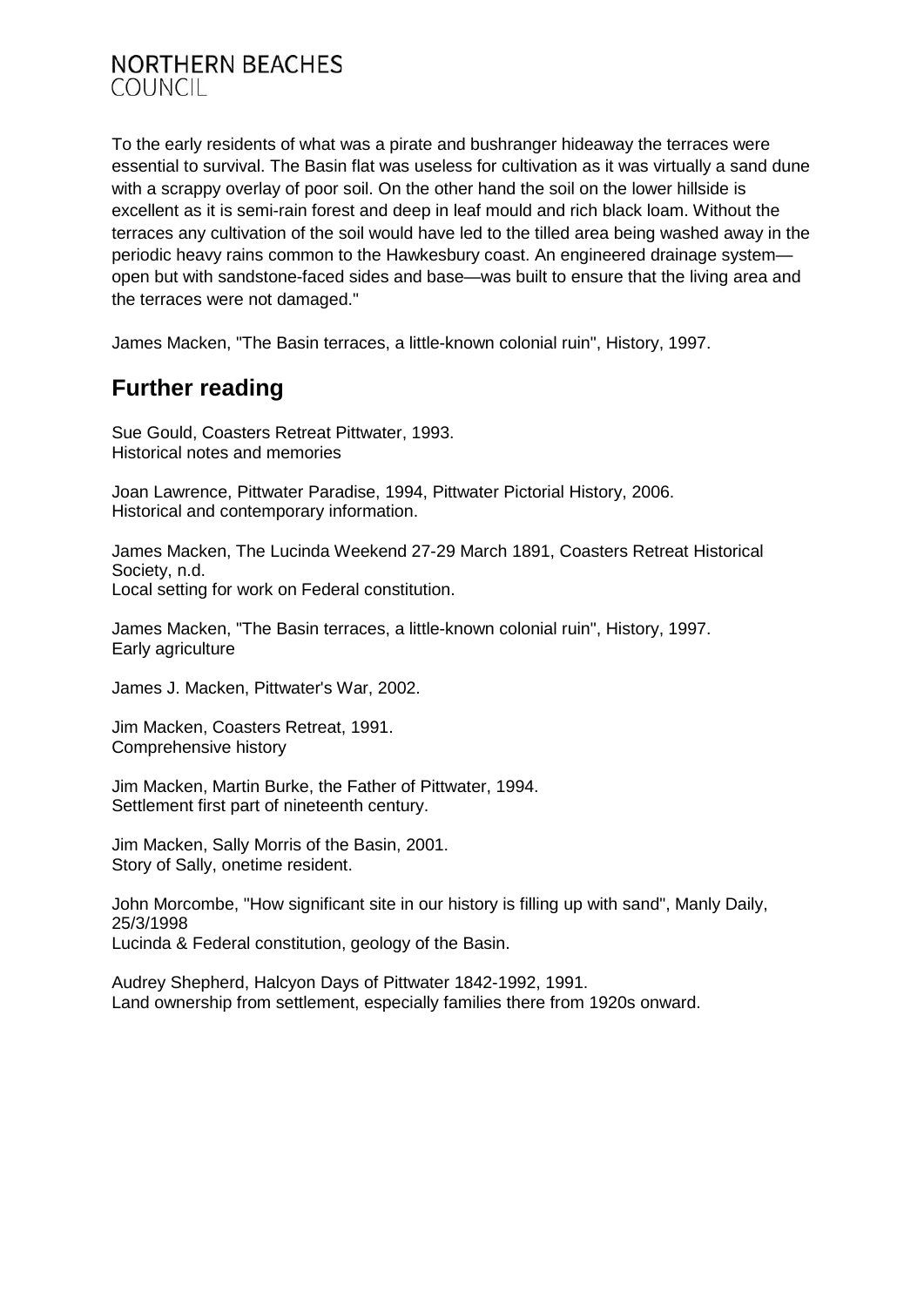To the early residents of what was a pirate and bushranger hideaway the terraces were essential to survival. The Basin flat was useless for cultivation as it was virtually a sand dune with a scrappy overlay of poor soil. On the other hand the soil on the lower hillside is excellent as it is semi-rain forest and deep in leaf mould and rich black loam. Without the terraces any cultivation of the soil would have led to the tilled area being washed away in the periodic heavy rains common to the Hawkesbury coast. An engineered drainage system—open but with sandstone-faced sides and base—was built to ensure that the living area and the terraces were not damaged."

James Macken, "The Basin terraces, a little-known colonial ruin", History, 1997.

## Further reading

Sue Gould, Coasters Retreat Pittwater, 1993.
Historical notes and memories

Joan Lawrence, Pittwater Paradise, 1994, Pittwater Pictorial History, 2006.
Historical and contemporary information.

James Macken, The Lucinda Weekend 27-29 March 1891, Coasters Retreat Historical Society, n.d.
Local setting for work on Federal constitution.

James Macken, "The Basin terraces, a little-known colonial ruin", History, 1997.
Early agriculture

James J. Macken, Pittwater's War, 2002.

Jim Macken, Coasters Retreat, 1991.
Comprehensive history

Jim Macken, Martin Burke, the Father of Pittwater, 1994.
Settlement first part of nineteenth century.

Jim Macken, Sally Morris of the Basin, 2001.
Story of Sally, onetime resident.

John Morcombe, "How significant site in our history is filling up with sand", Manly Daily, 25/3/1998
Lucinda & Federal constitution, geology of the Basin.

Audrey Shepherd, Halcyon Days of Pittwater 1842-1992, 1991.
Land ownership from settlement, especially families there from 1920s onward.